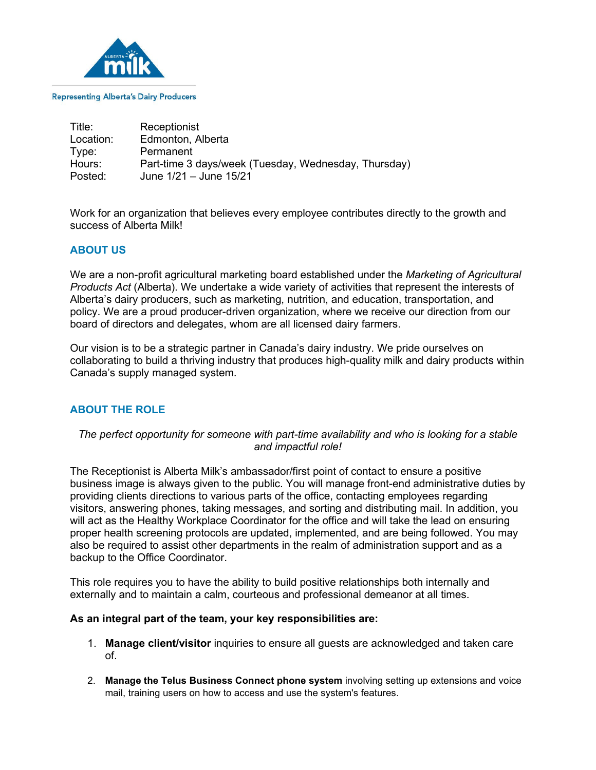Representing Alberta's Dairy Producers

| | |
|---|---|
| Title: | Receptionist |
| Location: | Edmonton, Alberta |
| Type: | Permanent |
| Hours: | Part-time 3 days/week (Tuesday, Wednesday, Thursday) |
| Posted: | June 1/21 – June 15/21 |

Work for an organization that believes every employee contributes directly to the growth and success of Alberta Milk!

## ABOUT US

We are a non-profit agricultural marketing board established under the *Marketing of Agricultural Products Act* (Alberta). We undertake a wide variety of activities that represent the interests of Alberta's dairy producers, such as marketing, nutrition, and education, transportation, and policy. We are a proud producer-driven organization, where we receive our direction from our board of directors and delegates, whom are all licensed dairy farmers.

Our vision is to be a strategic partner in Canada's dairy industry. We pride ourselves on collaborating to build a thriving industry that produces high-quality milk and dairy products within Canada's supply managed system.

## ABOUT THE ROLE

*The perfect opportunity for someone with part-time availability and who is looking for a stable and impactful role!*

The Receptionist is Alberta Milk's ambassador/first point of contact to ensure a positive business image is always given to the public. You will manage front-end administrative duties by providing clients directions to various parts of the office, contacting employees regarding visitors, answering phones, taking messages, and sorting and distributing mail. In addition, you will act as the Healthy Workplace Coordinator for the office and will take the lead on ensuring proper health screening protocols are updated, implemented, and are being followed. You may also be required to assist other departments in the realm of administration support and as a backup to the Office Coordinator.

This role requires you to have the ability to build positive relationships both internally and externally and to maintain a calm, courteous and professional demeanor at all times.

**As an integral part of the team, your key responsibilities are:**

1. **Manage client/visitor** inquiries to ensure all guests are acknowledged and taken care of.

2. **Manage the Telus Business Connect phone system** involving setting up extensions and voice mail, training users on how to access and use the system's features.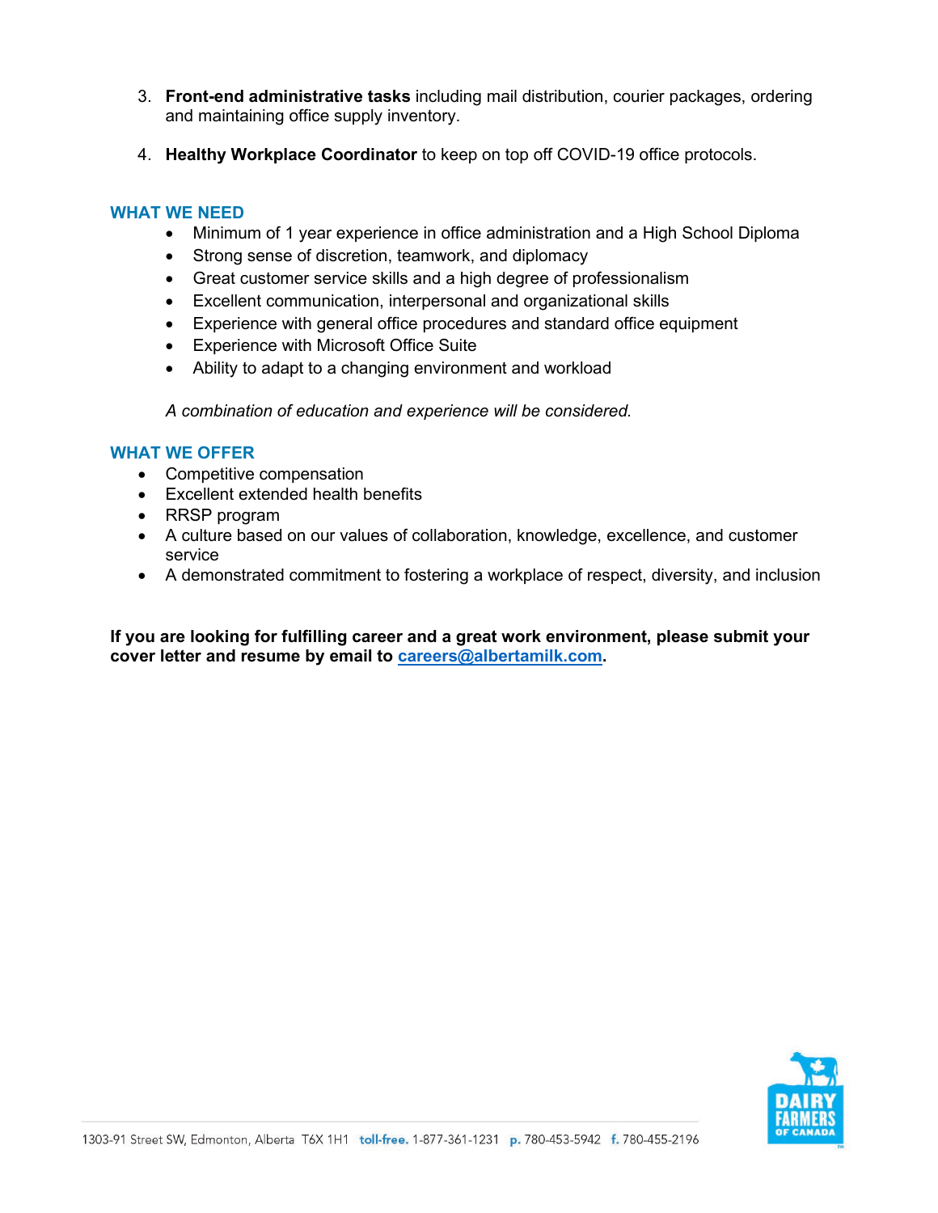3. **Front-end administrative tasks** including mail distribution, courier packages, ordering and maintaining office supply inventory.

4. **Healthy Workplace Coordinator** to keep on top off COVID-19 office protocols.

## WHAT WE NEED

- Minimum of 1 year experience in office administration and a High School Diploma
- Strong sense of discretion, teamwork, and diplomacy
- Great customer service skills and a high degree of professionalism
- Excellent communication, interpersonal and organizational skills
- Experience with general office procedures and standard office equipment
- Experience with Microsoft Office Suite
- Ability to adapt to a changing environment and workload

*A combination of education and experience will be considered.*

## WHAT WE OFFER

- Competitive compensation
- Excellent extended health benefits
- RRSP program
- A culture based on our values of collaboration, knowledge, excellence, and customer service
- A demonstrated commitment to fostering a workplace of respect, diversity, and inclusion

**If you are looking for fulfilling career and a great work environment, please submit your cover letter and resume by email to careers@albertamilk.com.**

1303-91 Street SW, Edmonton, Alberta T6X 1H1 **toll-free.** 1-877-361-1231 **p.** 780-453-5942 **f.** 780-455-2196